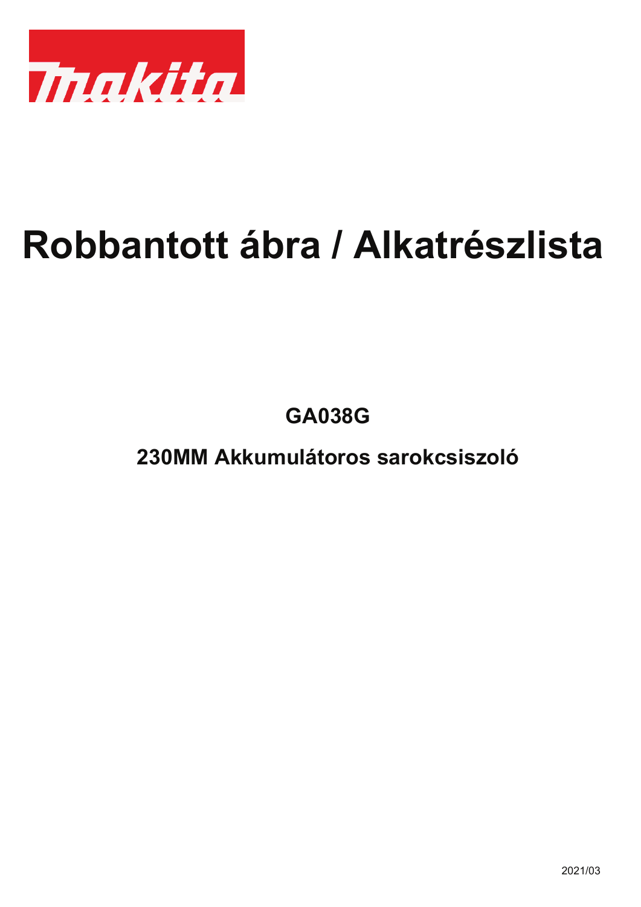# Robbantott ábra / Alkatrészlista

**GA038G**

**230MM Akkumulátoros sarokcsiszoló**

2021/03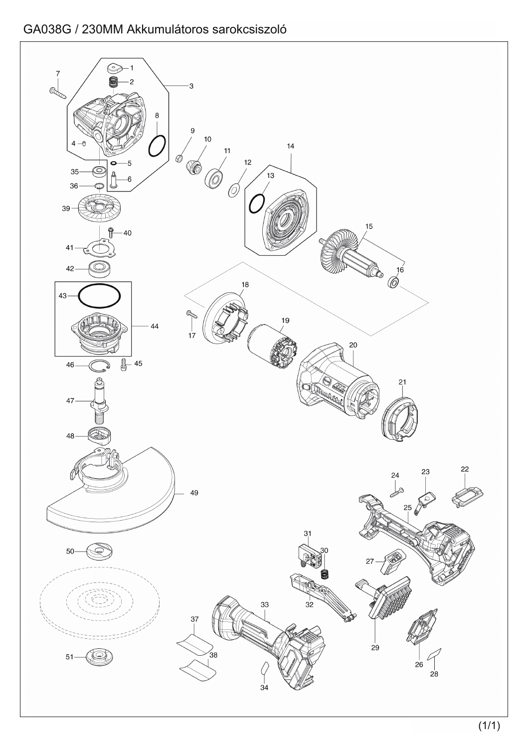# GA038G / 230MM Akkumulátoros sarokcsiszoló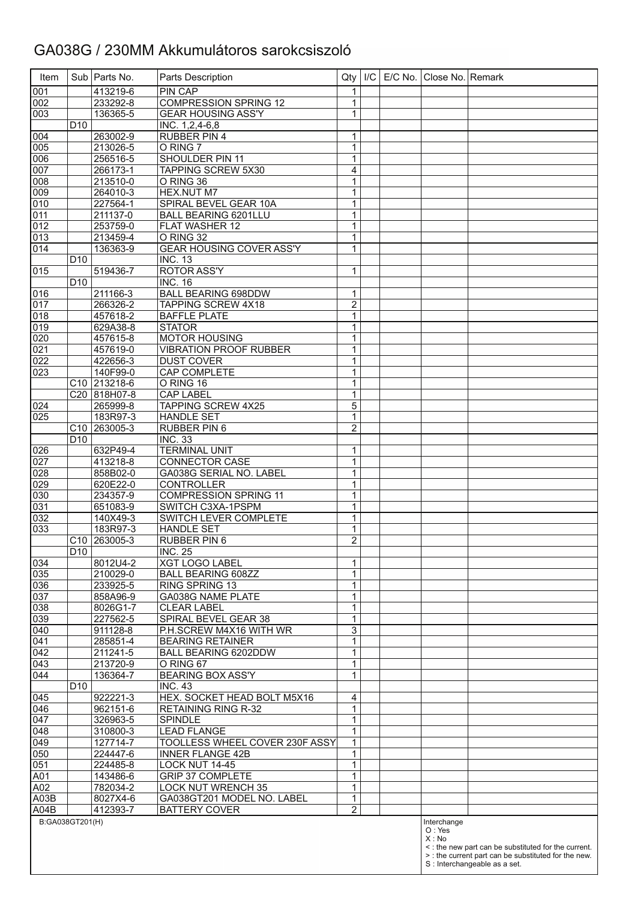# GA038G / 230MM Akkumulátoros sarokcsiszoló

| Item | Sub | Parts No. | Parts Description | Qty | I/C | E/C No. | Close No. | Remark |
|---|---|---|---|---|---|---|---|---|
| 001 | | 413219-6 | PIN CAP | 1 | | | | |
| 002 | | 233292-8 | COMPRESSION SPRING 12 | 1 | | | | |
| 003 | | 136365-5 | GEAR HOUSING ASS'Y | 1 | | | | |
| | D10 | | INC. 1,2,4-6,8 | | | | | |
| 004 | | 263002-9 | RUBBER PIN 4 | 1 | | | | |
| 005 | | 213026-5 | O RING 7 | 1 | | | | |
| 006 | | 256516-5 | SHOULDER PIN 11 | 1 | | | | |
| 007 | | 266173-1 | TAPPING SCREW 5X30 | 4 | | | | |
| 008 | | 213510-0 | O RING 36 | 1 | | | | |
| 009 | | 264010-3 | HEX.NUT M7 | 1 | | | | |
| 010 | | 227564-1 | SPIRAL BEVEL GEAR 10A | 1 | | | | |
| 011 | | 211137-0 | BALL BEARING 6201LLU | 1 | | | | |
| 012 | | 253759-0 | FLAT WASHER 12 | 1 | | | | |
| 013 | | 213459-4 | O RING 32 | 1 | | | | |
| 014 | | 136363-9 | GEAR HOUSING COVER ASS'Y | 1 | | | | |
| | D10 | | INC. 13 | | | | | |
| 015 | | 519436-7 | ROTOR ASS'Y | 1 | | | | |
| | D10 | | INC. 16 | | | | | |
| 016 | | 211166-3 | BALL BEARING 698DDW | 1 | | | | |
| 017 | | 266326-2 | TAPPING SCREW 4X18 | 2 | | | | |
| 018 | | 457618-2 | BAFFLE PLATE | 1 | | | | |
| 019 | | 629A38-8 | STATOR | 1 | | | | |
| 020 | | 457615-8 | MOTOR HOUSING | 1 | | | | |
| 021 | | 457619-0 | VIBRATION PROOF RUBBER | 1 | | | | |
| 022 | | 422656-3 | DUST COVER | 1 | | | | |
| 023 | | 140F99-0 | CAP COMPLETE | 1 | | | | |
| | C10 | 213218-6 | O RING 16 | 1 | | | | |
| | C20 | 818H07-8 | CAP LABEL | 1 | | | | |
| 024 | | 265999-8 | TAPPING SCREW 4X25 | 5 | | | | |
| 025 | | 183R97-3 | HANDLE SET | 1 | | | | |
| | C10 | 263005-3 | RUBBER PIN 6 | 2 | | | | |
| | D10 | | INC. 33 | | | | | |
| 026 | | 632P49-4 | TERMINAL UNIT | 1 | | | | |
| 027 | | 413218-8 | CONNECTOR CASE | 1 | | | | |
| 028 | | 858B02-0 | GA038G SERIAL NO. LABEL | 1 | | | | |
| 029 | | 620E22-0 | CONTROLLER | 1 | | | | |
| 030 | | 234357-9 | COMPRESSION SPRING 11 | 1 | | | | |
| 031 | | 651083-9 | SWITCH C3XA-1PSPM | 1 | | | | |
| 032 | | 140X49-3 | SWITCH LEVER COMPLETE | 1 | | | | |
| 033 | | 183R97-3 | HANDLE SET | 1 | | | | |
| | C10 | 263005-3 | RUBBER PIN 6 | 2 | | | | |
| | D10 | | INC. 25 | | | | | |
| 034 | | 8012U4-2 | XGT LOGO LABEL | 1 | | | | |
| 035 | | 210029-0 | BALL BEARING 608ZZ | 1 | | | | |
| 036 | | 233925-5 | RING SPRING 13 | 1 | | | | |
| 037 | | 858A96-9 | GA038G NAME PLATE | 1 | | | | |
| 038 | | 8026G1-7 | CLEAR LABEL | 1 | | | | |
| 039 | | 227562-5 | SPIRAL BEVEL GEAR 38 | 1 | | | | |
| 040 | | 911128-8 | P.H.SCREW M4X16 WITH WR | 3 | | | | |
| 041 | | 285851-4 | BEARING RETAINER | 1 | | | | |
| 042 | | 211241-5 | BALL BEARING 6202DDW | 1 | | | | |
| 043 | | 213720-9 | O RING 67 | 1 | | | | |
| 044 | | 136364-7 | BEARING BOX ASS'Y | 1 | | | | |
| | D10 | | INC. 43 | | | | | |
| 045 | | 922221-3 | HEX. SOCKET HEAD BOLT M5X16 | 4 | | | | |
| 046 | | 962151-6 | RETAINING RING R-32 | 1 | | | | |
| 047 | | 326963-5 | SPINDLE | 1 | | | | |
| 048 | | 310800-3 | LEAD FLANGE | 1 | | | | |
| 049 | | 127714-7 | TOOLLESS WHEEL COVER 230F ASSY | 1 | | | | |
| 050 | | 224447-6 | INNER FLANGE 42B | 1 | | | | |
| 051 | | 224485-8 | LOCK NUT 14-45 | 1 | | | | |
| A01 | | 143486-6 | GRIP 37 COMPLETE | 1 | | | | |
| A02 | | 782034-2 | LOCK NUT WRENCH 35 | 1 | | | | |
| A03B | | 8027X4-6 | GA038GT201 MODEL NO. LABEL | 1 | | | | |
| A04B | | 412393-7 | BATTERY COVER | 2 | | | | |

B:GA038GT201(H)

Interchange
O : Yes
X : No
< : the new part can be substituted for the current.
> : the current part can be substituted for the new.
S : Interchangeable as a set.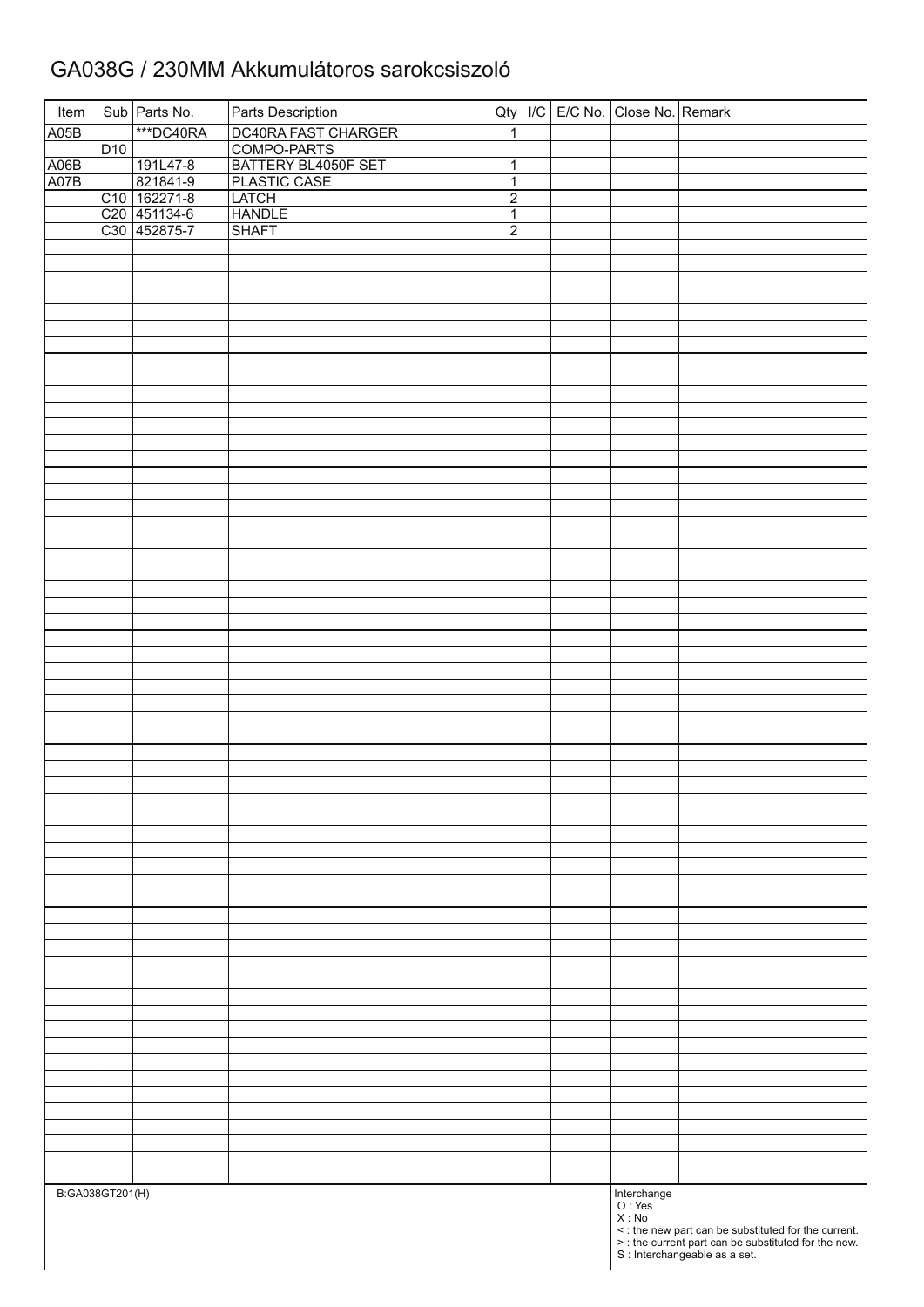# GA038G / 230MM Akkumulátoros sarokcsiszoló

| Item | Sub | Parts No. | Parts Description | Qty | I/C | E/C No. | Close No. | Remark |
|---|---|---|---|---|---|---|---|---|
| A05B | | ***DC40RA | DC40RA FAST CHARGER | 1 | | | | |
| | D10 | | COMPO-PARTS | | | | | |
| A06B | | 191L47-8 | BATTERY BL4050F SET | 1 | | | | |
| A07B | | 821841-9 | PLASTIC CASE | 1 | | | | |
| | C10 | 162271-8 | LATCH | 2 | | | | |
| | C20 | 451134-6 | HANDLE | 1 | | | | |
| | C30 | 452875-7 | SHAFT | 2 | | | | |

B:GA038GT201(H)

Interchange
O : Yes
X : No
< : the new part can be substituted for the current.
> : the current part can be substituted for the new.
S : Interchangeable as a set.